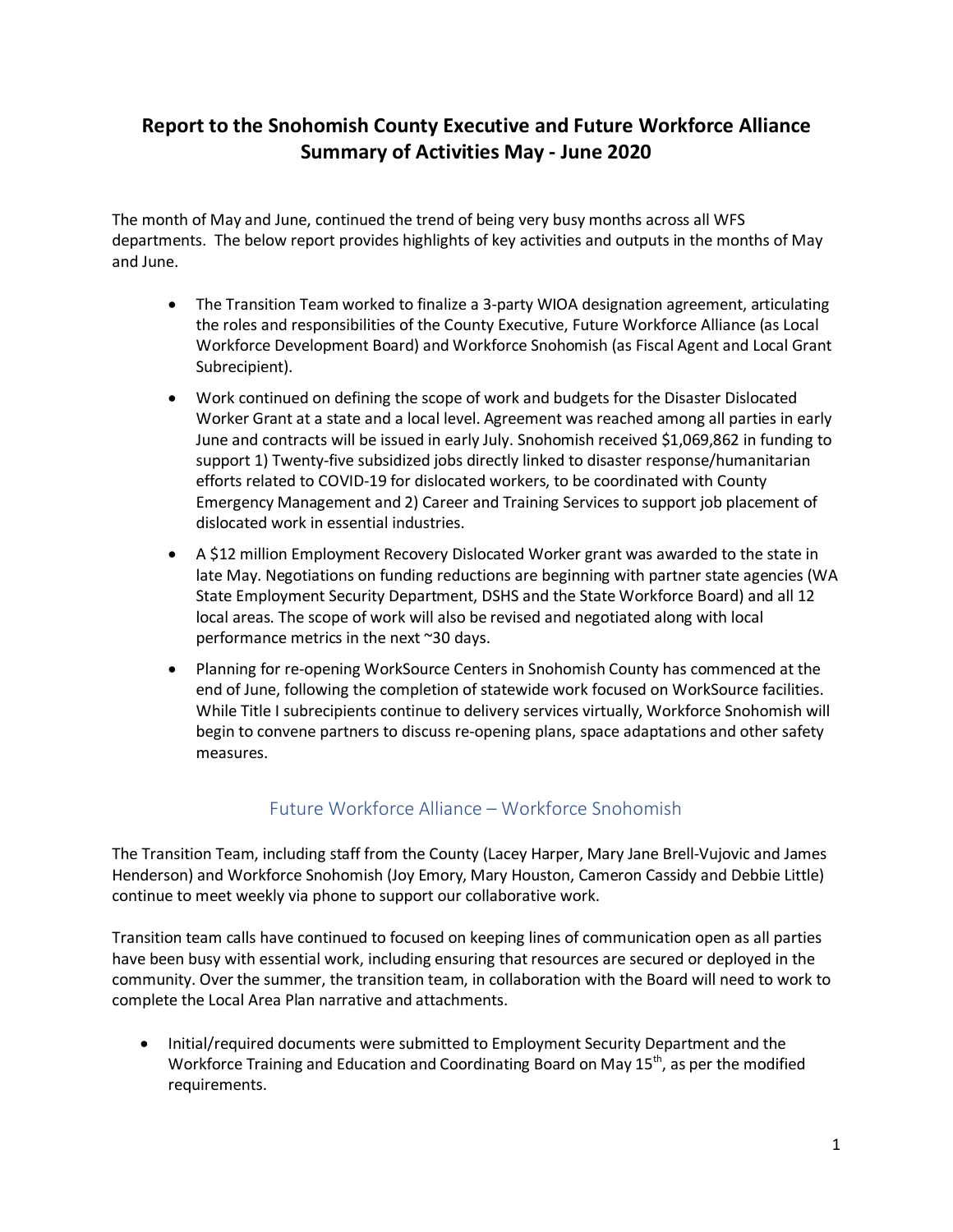# Report to the Snohomish County Executive and Future Workforce Alliance Summary of Activities May - June 2020

The month of May and June, continued the trend of being very busy months across all WFS departments. The below report provides highlights of key activities and outputs in the months of May and June.

- The Transition Team worked to finalize a 3-party WIOA designation agreement, articulating the roles and responsibilities of the County Executive, Future Workforce Alliance (as Local Workforce Development Board) and Workforce Snohomish (as Fiscal Agent and Local Grant Subrecipient).
- Work continued on defining the scope of work and budgets for the Disaster Dislocated Worker Grant at a state and a local level. Agreement was reached among all parties in early June and contracts will be issued in early July. Snohomish received $1,069,862 in funding to support 1) Twenty-five subsidized jobs directly linked to disaster response/humanitarian efforts related to COVID-19 for dislocated workers, to be coordinated with County Emergency Management and 2) Career and Training Services to support job placement of dislocated work in essential industries.
- A $12 million Employment Recovery Dislocated Worker grant was awarded to the state in late May. Negotiations on funding reductions are beginning with partner state agencies (WA State Employment Security Department, DSHS and the State Workforce Board) and all 12 local areas. The scope of work will also be revised and negotiated along with local performance metrics in the next ~30 days.
- Planning for re-opening WorkSource Centers in Snohomish County has commenced at the end of June, following the completion of statewide work focused on WorkSource facilities. While Title I subrecipients continue to delivery services virtually, Workforce Snohomish will begin to convene partners to discuss re-opening plans, space adaptations and other safety measures.

## Future Workforce Alliance – Workforce Snohomish

The Transition Team, including staff from the County (Lacey Harper, Mary Jane Brell-Vujovic and James Henderson) and Workforce Snohomish (Joy Emory, Mary Houston, Cameron Cassidy and Debbie Little) continue to meet weekly via phone to support our collaborative work.

Transition team calls have continued to focused on keeping lines of communication open as all parties have been busy with essential work, including ensuring that resources are secured or deployed in the community. Over the summer, the transition team, in collaboration with the Board will need to work to complete the Local Area Plan narrative and attachments.

- Initial/required documents were submitted to Employment Security Department and the Workforce Training and Education and Coordinating Board on May 15th, as per the modified requirements.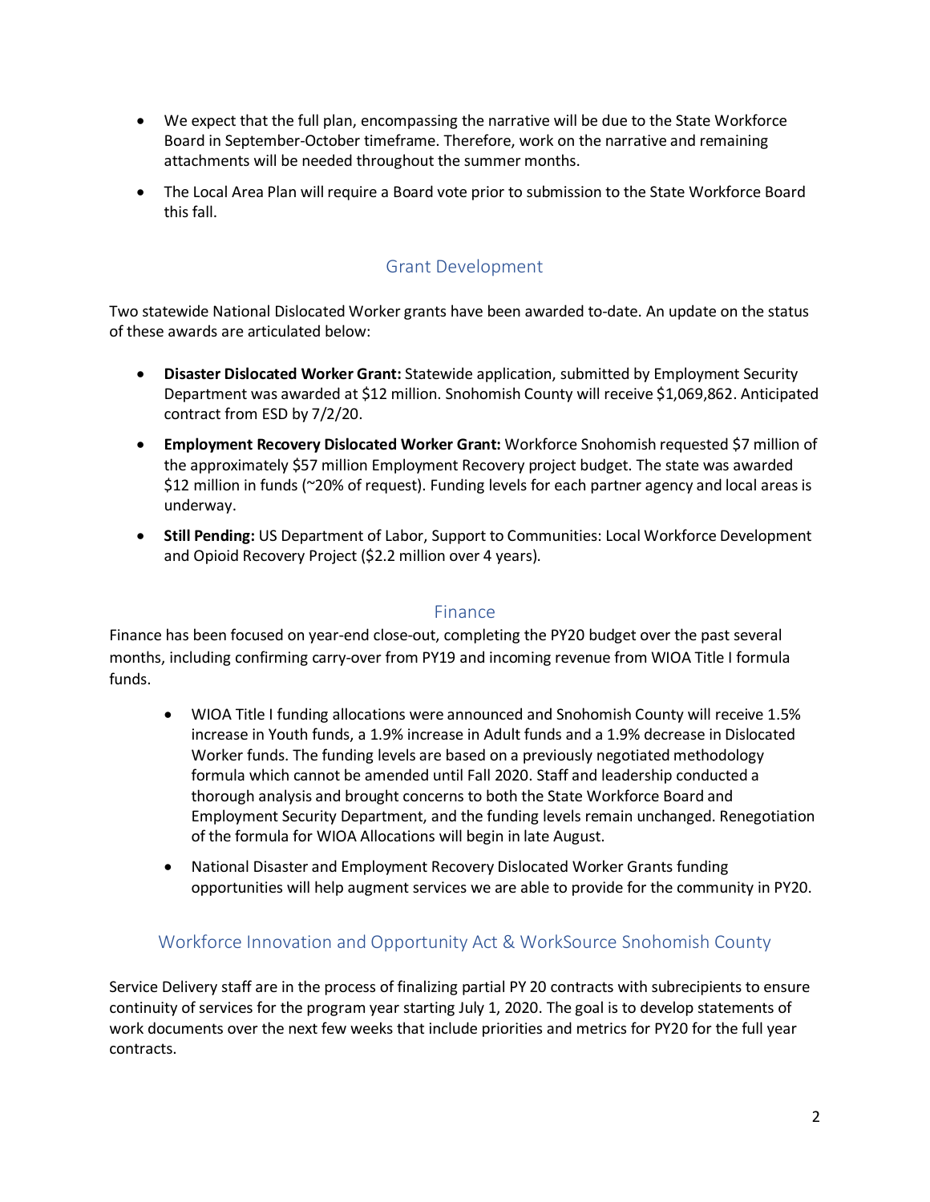- We expect that the full plan, encompassing the narrative will be due to the State Workforce Board in September-October timeframe. Therefore, work on the narrative and remaining attachments will be needed throughout the summer months.
- The Local Area Plan will require a Board vote prior to submission to the State Workforce Board this fall.

## Grant Development

Two statewide National Dislocated Worker grants have been awarded to-date. An update on the status of these awards are articulated below:

- **Disaster Dislocated Worker Grant:** Statewide application, submitted by Employment Security Department was awarded at $12 million. Snohomish County will receive $1,069,862. Anticipated contract from ESD by 7/2/20.
- **Employment Recovery Dislocated Worker Grant:** Workforce Snohomish requested $7 million of the approximately $57 million Employment Recovery project budget. The state was awarded $12 million in funds (~20% of request). Funding levels for each partner agency and local areas is underway.
- **Still Pending:** US Department of Labor, Support to Communities: Local Workforce Development and Opioid Recovery Project ($2.2 million over 4 years).

## Finance

Finance has been focused on year-end close-out, completing the PY20 budget over the past several months, including confirming carry-over from PY19 and incoming revenue from WIOA Title I formula funds.

- WIOA Title I funding allocations were announced and Snohomish County will receive 1.5% increase in Youth funds, a 1.9% increase in Adult funds and a 1.9% decrease in Dislocated Worker funds. The funding levels are based on a previously negotiated methodology formula which cannot be amended until Fall 2020. Staff and leadership conducted a thorough analysis and brought concerns to both the State Workforce Board and Employment Security Department, and the funding levels remain unchanged. Renegotiation of the formula for WIOA Allocations will begin in late August.
- National Disaster and Employment Recovery Dislocated Worker Grants funding opportunities will help augment services we are able to provide for the community in PY20.

## Workforce Innovation and Opportunity Act & WorkSource Snohomish County

Service Delivery staff are in the process of finalizing partial PY 20 contracts with subrecipients to ensure continuity of services for the program year starting July 1, 2020. The goal is to develop statements of work documents over the next few weeks that include priorities and metrics for PY20 for the full year contracts.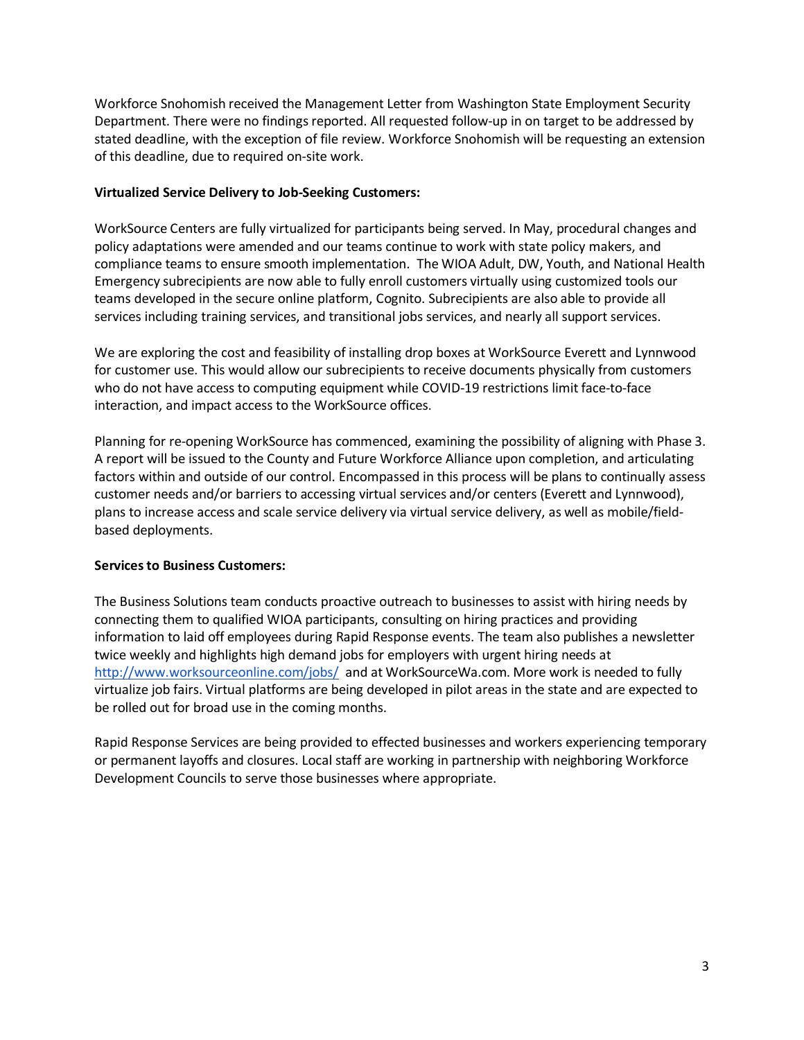Workforce Snohomish received the Management Letter from Washington State Employment Security Department. There were no findings reported. All requested follow-up in on target to be addressed by stated deadline, with the exception of file review. Workforce Snohomish will be requesting an extension of this deadline, due to required on-site work.

**Virtualized Service Delivery to Job-Seeking Customers:**

WorkSource Centers are fully virtualized for participants being served. In May, procedural changes and policy adaptations were amended and our teams continue to work with state policy makers, and compliance teams to ensure smooth implementation. The WIOA Adult, DW, Youth, and National Health Emergency subrecipients are now able to fully enroll customers virtually using customized tools our teams developed in the secure online platform, Cognito. Subrecipients are also able to provide all services including training services, and transitional jobs services, and nearly all support services.

We are exploring the cost and feasibility of installing drop boxes at WorkSource Everett and Lynnwood for customer use. This would allow our subrecipients to receive documents physically from customers who do not have access to computing equipment while COVID-19 restrictions limit face-to-face interaction, and impact access to the WorkSource offices.

Planning for re-opening WorkSource has commenced, examining the possibility of aligning with Phase 3. A report will be issued to the County and Future Workforce Alliance upon completion, and articulating factors within and outside of our control. Encompassed in this process will be plans to continually assess customer needs and/or barriers to accessing virtual services and/or centers (Everett and Lynnwood), plans to increase access and scale service delivery via virtual service delivery, as well as mobile/field-based deployments.

**Services to Business Customers:**

The Business Solutions team conducts proactive outreach to businesses to assist with hiring needs by connecting them to qualified WIOA participants, consulting on hiring practices and providing information to laid off employees during Rapid Response events. The team also publishes a newsletter twice weekly and highlights high demand jobs for employers with urgent hiring needs at http://www.worksourceonline.com/jobs/ and at WorkSourceWa.com. More work is needed to fully virtualize job fairs. Virtual platforms are being developed in pilot areas in the state and are expected to be rolled out for broad use in the coming months.

Rapid Response Services are being provided to effected businesses and workers experiencing temporary or permanent layoffs and closures. Local staff are working in partnership with neighboring Workforce Development Councils to serve those businesses where appropriate.